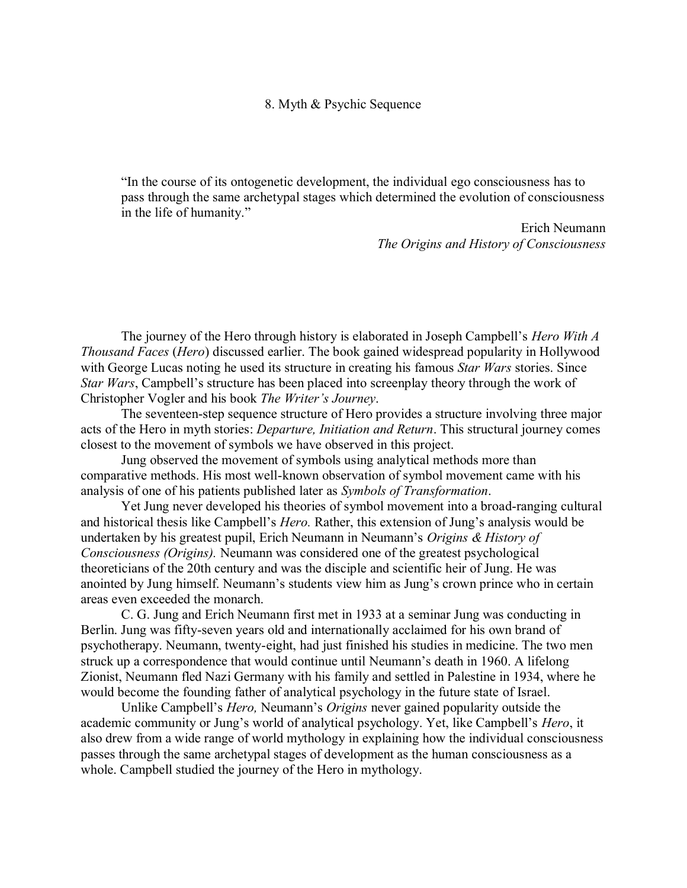# 8. Myth & Psychic Sequence

> "In the course of its ontogenetic development, the individual ego consciousness has to pass through the same archetypal stages which determined the evolution of consciousness in the life of humanity."
>
> Erich Neumann
> *The Origins and History of Consciousness*

The journey of the Hero through history is elaborated in Joseph Campbell's *Hero With A Thousand Faces* (*Hero*) discussed earlier. The book gained widespread popularity in Hollywood with George Lucas noting he used its structure in creating his famous *Star Wars* stories. Since *Star Wars*, Campbell's structure has been placed into screenplay theory through the work of Christopher Vogler and his book *The Writer's Journey*.

The seventeen-step sequence structure of Hero provides a structure involving three major acts of the Hero in myth stories: *Departure, Initiation and Return*. This structural journey comes closest to the movement of symbols we have observed in this project.

Jung observed the movement of symbols using analytical methods more than comparative methods. His most well-known observation of symbol movement came with his analysis of one of his patients published later as *Symbols of Transformation*.

Yet Jung never developed his theories of symbol movement into a broad-ranging cultural and historical thesis like Campbell's *Hero.* Rather, this extension of Jung's analysis would be undertaken by his greatest pupil, Erich Neumann in Neumann's *Origins & History of Consciousness (Origins).* Neumann was considered one of the greatest psychological theoreticians of the 20th century and was the disciple and scientific heir of Jung. He was anointed by Jung himself. Neumann's students view him as Jung's crown prince who in certain areas even exceeded the monarch.

C. G. Jung and Erich Neumann first met in 1933 at a seminar Jung was conducting in Berlin. Jung was fifty-seven years old and internationally acclaimed for his own brand of psychotherapy. Neumann, twenty-eight, had just finished his studies in medicine. The two men struck up a correspondence that would continue until Neumann's death in 1960. A lifelong Zionist, Neumann fled Nazi Germany with his family and settled in Palestine in 1934, where he would become the founding father of analytical psychology in the future state of Israel.

Unlike Campbell's *Hero,* Neumann's *Origins* never gained popularity outside the academic community or Jung's world of analytical psychology. Yet, like Campbell's *Hero*, it also drew from a wide range of world mythology in explaining how the individual consciousness passes through the same archetypal stages of development as the human consciousness as a whole. Campbell studied the journey of the Hero in mythology.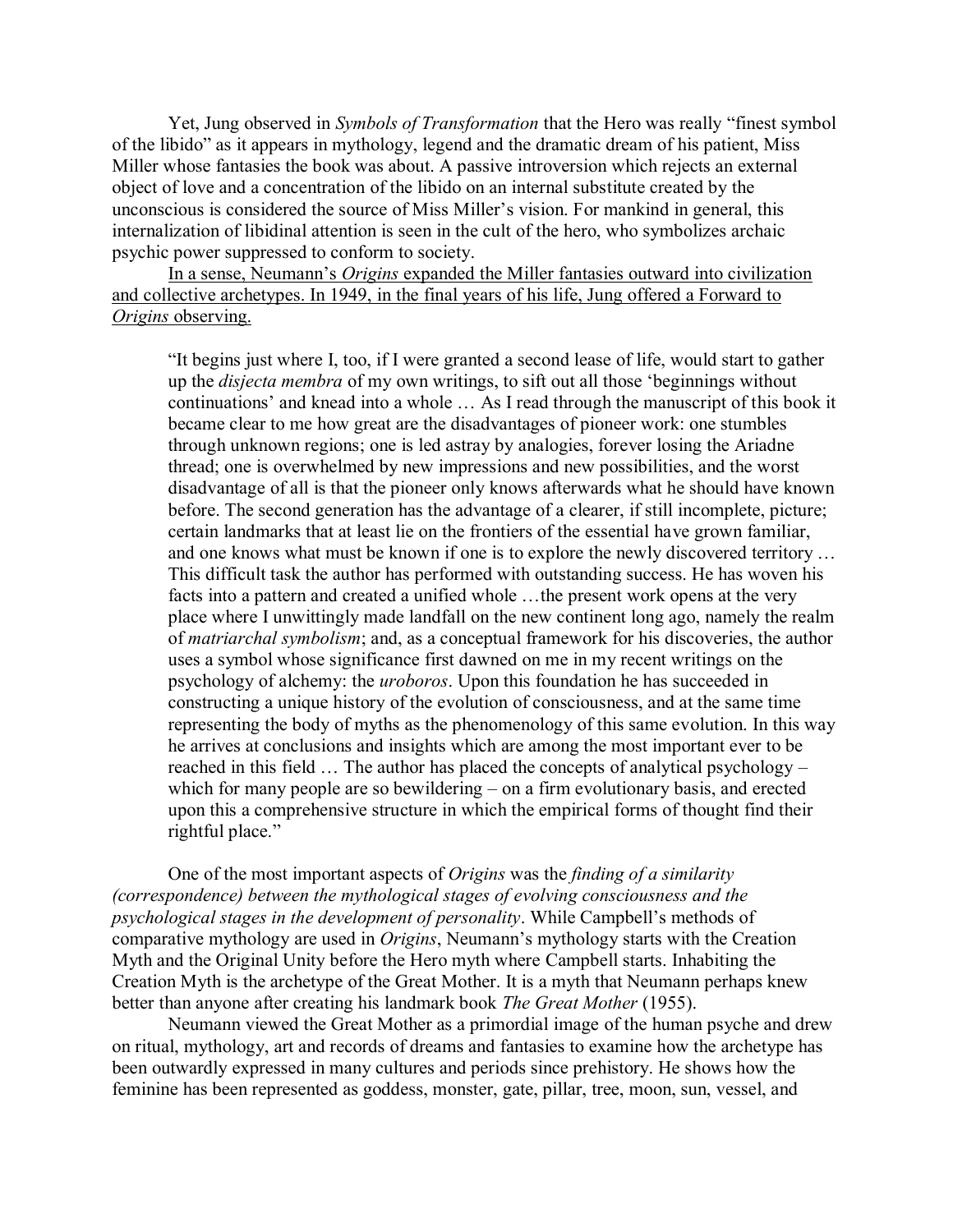Yet, Jung observed in *Symbols of Transformation* that the Hero was really "finest symbol of the libido" as it appears in mythology, legend and the dramatic dream of his patient, Miss Miller whose fantasies the book was about. A passive introversion which rejects an external object of love and a concentration of the libido on an internal substitute created by the unconscious is considered the source of Miss Miller's vision. For mankind in general, this internalization of libidinal attention is seen in the cult of the hero, who symbolizes archaic psychic power suppressed to conform to society.

<u>In a sense, Neumann's *Origins* expanded the Miller fantasies outward into civilization and collective archetypes. In 1949, in the final years of his life, Jung offered a Forward to *Origins* observing.</u>

> "It begins just where I, too, if I were granted a second lease of life, would start to gather up the *disjecta membra* of my own writings, to sift out all those 'beginnings without continuations' and knead into a whole … As I read through the manuscript of this book it became clear to me how great are the disadvantages of pioneer work: one stumbles through unknown regions; one is led astray by analogies, forever losing the Ariadne thread; one is overwhelmed by new impressions and new possibilities, and the worst disadvantage of all is that the pioneer only knows afterwards what he should have known before. The second generation has the advantage of a clearer, if still incomplete, picture; certain landmarks that at least lie on the frontiers of the essential have grown familiar, and one knows what must be known if one is to explore the newly discovered territory … This difficult task the author has performed with outstanding success. He has woven his facts into a pattern and created a unified whole …the present work opens at the very place where I unwittingly made landfall on the new continent long ago, namely the realm of *matriarchal symbolism*; and, as a conceptual framework for his discoveries, the author uses a symbol whose significance first dawned on me in my recent writings on the psychology of alchemy: the *uroboros*. Upon this foundation he has succeeded in constructing a unique history of the evolution of consciousness, and at the same time representing the body of myths as the phenomenology of this same evolution. In this way he arrives at conclusions and insights which are among the most important ever to be reached in this field … The author has placed the concepts of analytical psychology – which for many people are so bewildering – on a firm evolutionary basis, and erected upon this a comprehensive structure in which the empirical forms of thought find their rightful place."

One of the most important aspects of *Origins* was the *finding of a similarity (correspondence) between the mythological stages of evolving consciousness and the psychological stages in the development of personality*. While Campbell's methods of comparative mythology are used in *Origins*, Neumann's mythology starts with the Creation Myth and the Original Unity before the Hero myth where Campbell starts. Inhabiting the Creation Myth is the archetype of the Great Mother. It is a myth that Neumann perhaps knew better than anyone after creating his landmark book *The Great Mother* (1955).

Neumann viewed the Great Mother as a primordial image of the human psyche and drew on ritual, mythology, art and records of dreams and fantasies to examine how the archetype has been outwardly expressed in many cultures and periods since prehistory. He shows how the feminine has been represented as goddess, monster, gate, pillar, tree, moon, sun, vessel, and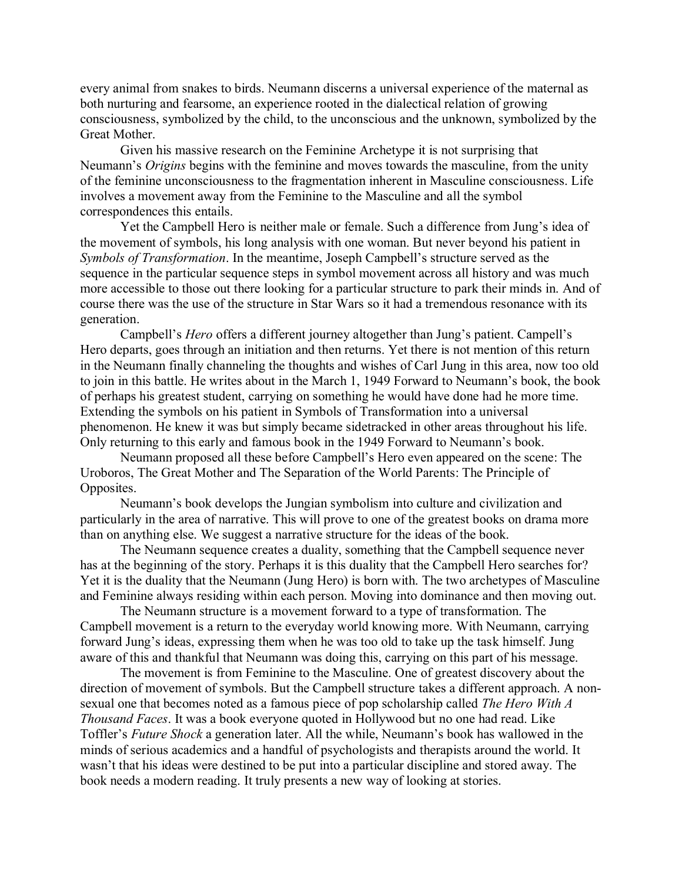every animal from snakes to birds. Neumann discerns a universal experience of the maternal as both nurturing and fearsome, an experience rooted in the dialectical relation of growing consciousness, symbolized by the child, to the unconscious and the unknown, symbolized by the Great Mother.

Given his massive research on the Feminine Archetype it is not surprising that Neumann's *Origins* begins with the feminine and moves towards the masculine, from the unity of the feminine unconsciousness to the fragmentation inherent in Masculine consciousness. Life involves a movement away from the Feminine to the Masculine and all the symbol correspondences this entails.

Yet the Campbell Hero is neither male or female. Such a difference from Jung's idea of the movement of symbols, his long analysis with one woman. But never beyond his patient in *Symbols of Transformation*. In the meantime, Joseph Campbell's structure served as the sequence in the particular sequence steps in symbol movement across all history and was much more accessible to those out there looking for a particular structure to park their minds in. And of course there was the use of the structure in Star Wars so it had a tremendous resonance with its generation.

Campbell's *Hero* offers a different journey altogether than Jung's patient. Campell's Hero departs, goes through an initiation and then returns. Yet there is not mention of this return in the Neumann finally channeling the thoughts and wishes of Carl Jung in this area, now too old to join in this battle. He writes about in the March 1, 1949 Forward to Neumann's book, the book of perhaps his greatest student, carrying on something he would have done had he more time. Extending the symbols on his patient in Symbols of Transformation into a universal phenomenon. He knew it was but simply became sidetracked in other areas throughout his life. Only returning to this early and famous book in the 1949 Forward to Neumann's book.

Neumann proposed all these before Campbell's Hero even appeared on the scene: The Uroboros, The Great Mother and The Separation of the World Parents: The Principle of Opposites.

Neumann's book develops the Jungian symbolism into culture and civilization and particularly in the area of narrative. This will prove to one of the greatest books on drama more than on anything else. We suggest a narrative structure for the ideas of the book.

The Neumann sequence creates a duality, something that the Campbell sequence never has at the beginning of the story. Perhaps it is this duality that the Campbell Hero searches for? Yet it is the duality that the Neumann (Jung Hero) is born with. The two archetypes of Masculine and Feminine always residing within each person. Moving into dominance and then moving out.

The Neumann structure is a movement forward to a type of transformation. The Campbell movement is a return to the everyday world knowing more. With Neumann, carrying forward Jung's ideas, expressing them when he was too old to take up the task himself. Jung aware of this and thankful that Neumann was doing this, carrying on this part of his message.

The movement is from Feminine to the Masculine. One of greatest discovery about the direction of movement of symbols. But the Campbell structure takes a different approach. A non-sexual one that becomes noted as a famous piece of pop scholarship called *The Hero With A Thousand Faces*. It was a book everyone quoted in Hollywood but no one had read. Like Toffler's *Future Shock* a generation later. All the while, Neumann's book has wallowed in the minds of serious academics and a handful of psychologists and therapists around the world. It wasn't that his ideas were destined to be put into a particular discipline and stored away. The book needs a modern reading. It truly presents a new way of looking at stories.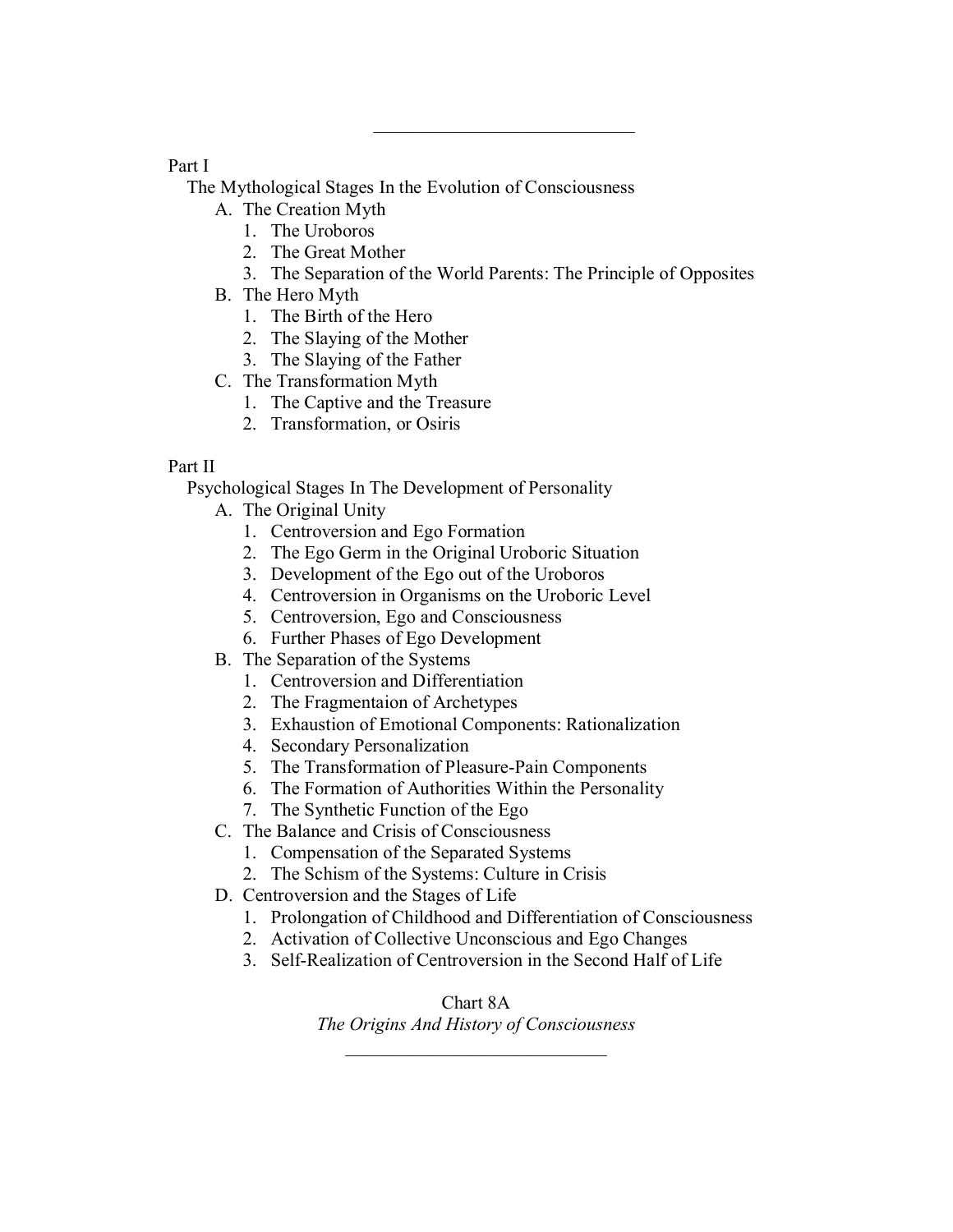Part I

The Mythological Stages In the Evolution of Consciousness

- A. The Creation Myth
  1. The Uroboros
  2. The Great Mother
  3. The Separation of the World Parents: The Principle of Opposites
- B. The Hero Myth
  1. The Birth of the Hero
  2. The Slaying of the Mother
  3. The Slaying of the Father
- C. The Transformation Myth
  1. The Captive and the Treasure
  2. Transformation, or Osiris

Part II

Psychological Stages In The Development of Personality

- A. The Original Unity
  1. Centroversion and Ego Formation
  2. The Ego Germ in the Original Uroboric Situation
  3. Development of the Ego out of the Uroboros
  4. Centroversion in Organisms on the Uroboric Level
  5. Centroversion, Ego and Consciousness
  6. Further Phases of Ego Development
- B. The Separation of the Systems
  1. Centroversion and Differentiation
  2. The Fragmentaion of Archetypes
  3. Exhaustion of Emotional Components: Rationalization
  4. Secondary Personalization
  5. The Transformation of Pleasure-Pain Components
  6. The Formation of Authorities Within the Personality
  7. The Synthetic Function of the Ego
- C. The Balance and Crisis of Consciousness
  1. Compensation of the Separated Systems
  2. The Schism of the Systems: Culture in Crisis
- D. Centroversion and the Stages of Life
  1. Prolongation of Childhood and Differentiation of Consciousness
  2. Activation of Collective Unconscious and Ego Changes
  3. Self-Realization of Centroversion in the Second Half of Life

Chart 8A

*The Origins And History of Consciousness*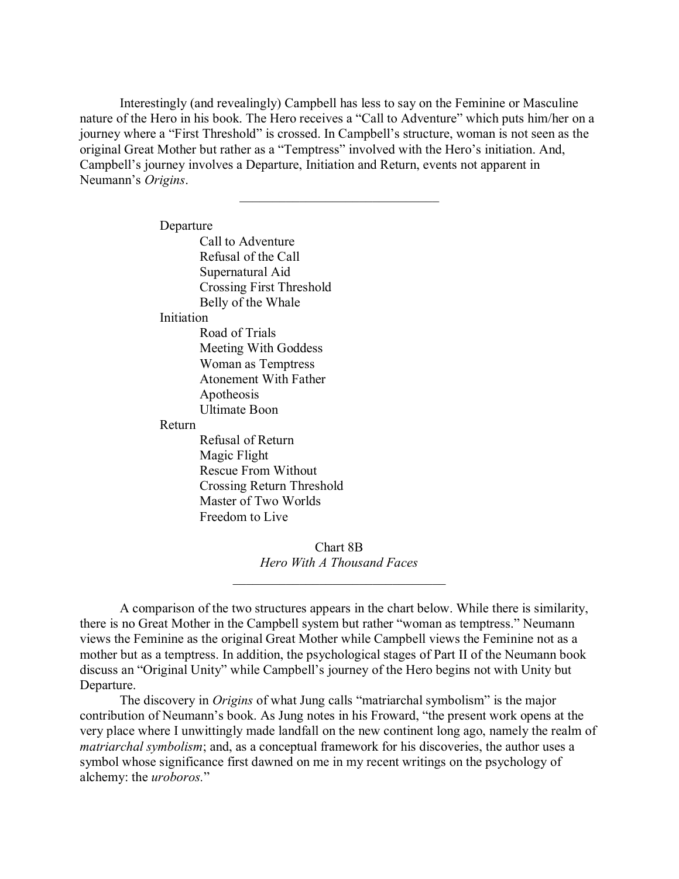Interestingly (and revealingly) Campbell has less to say on the Feminine or Masculine nature of the Hero in his book. The Hero receives a "Call to Adventure" which puts him/her on a journey where a "First Threshold" is crossed. In Campbell's structure, woman is not seen as the original Great Mother but rather as a "Temptress" involved with the Hero's initiation. And, Campbell's journey involves a Departure, Initiation and Return, events not apparent in Neumann's *Origins*.

---

- Departure
  - Call to Adventure
  - Refusal of the Call
  - Supernatural Aid
  - Crossing First Threshold
  - Belly of the Whale
- Initiation
  - Road of Trials
  - Meeting With Goddess
  - Woman as Temptress
  - Atonement With Father
  - Apotheosis
  - Ultimate Boon
- Return
  - Refusal of Return
  - Magic Flight
  - Rescue From Without
  - Crossing Return Threshold
  - Master of Two Worlds
  - Freedom to Live

Chart 8B
*Hero With A Thousand Faces*

---

A comparison of the two structures appears in the chart below. While there is similarity, there is no Great Mother in the Campbell system but rather "woman as temptress." Neumann views the Feminine as the original Great Mother while Campbell views the Feminine not as a mother but as a temptress. In addition, the psychological stages of Part II of the Neumann book discuss an "Original Unity" while Campbell's journey of the Hero begins not with Unity but Departure.

The discovery in *Origins* of what Jung calls "matriarchal symbolism" is the major contribution of Neumann's book. As Jung notes in his Froward, "the present work opens at the very place where I unwittingly made landfall on the new continent long ago, namely the realm of *matriarchal symbolism*; and, as a conceptual framework for his discoveries, the author uses a symbol whose significance first dawned on me in my recent writings on the psychology of alchemy: the *uroboros*."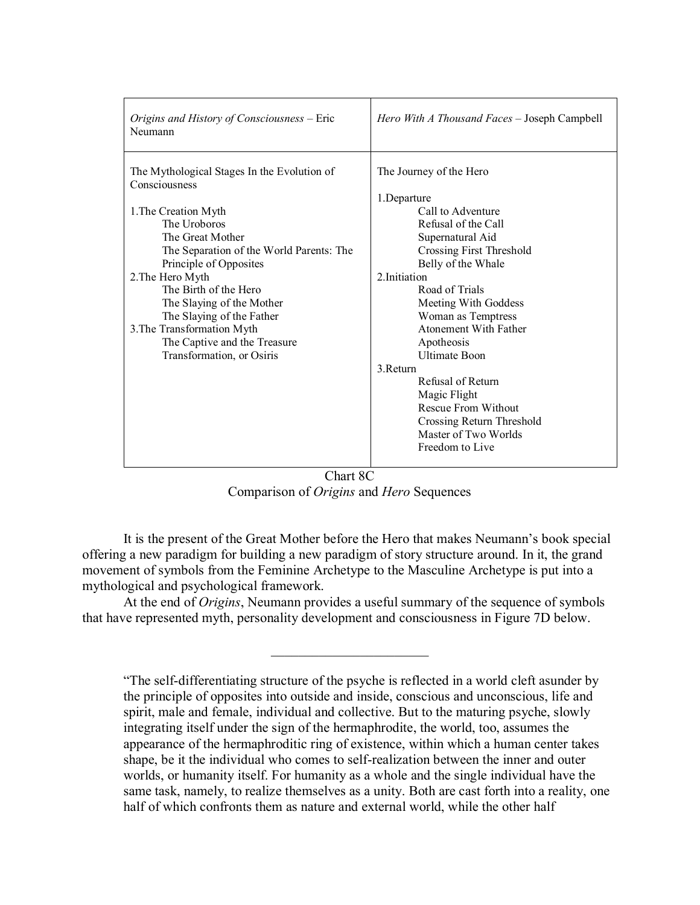| *Origins and History of Consciousness* – Eric Neumann | *Hero With A Thousand Faces* – Joseph Campbell |
|---|---|
| The Mythological Stages In the Evolution of Consciousness<br><br>1.The Creation Myth<br>&nbsp;&nbsp;&nbsp;&nbsp;The Uroboros<br>&nbsp;&nbsp;&nbsp;&nbsp;The Great Mother<br>&nbsp;&nbsp;&nbsp;&nbsp;The Separation of the World Parents: The Principle of Opposites<br>2.The Hero Myth<br>&nbsp;&nbsp;&nbsp;&nbsp;The Birth of the Hero<br>&nbsp;&nbsp;&nbsp;&nbsp;The Slaying of the Mother<br>&nbsp;&nbsp;&nbsp;&nbsp;The Slaying of the Father<br>3.The Transformation Myth<br>&nbsp;&nbsp;&nbsp;&nbsp;The Captive and the Treasure<br>&nbsp;&nbsp;&nbsp;&nbsp;Transformation, or Osiris | The Journey of the Hero<br><br>1.Departure<br>&nbsp;&nbsp;&nbsp;&nbsp;Call to Adventure<br>&nbsp;&nbsp;&nbsp;&nbsp;Refusal of the Call<br>&nbsp;&nbsp;&nbsp;&nbsp;Supernatural Aid<br>&nbsp;&nbsp;&nbsp;&nbsp;Crossing First Threshold<br>&nbsp;&nbsp;&nbsp;&nbsp;Belly of the Whale<br>2.Initiation<br>&nbsp;&nbsp;&nbsp;&nbsp;Road of Trials<br>&nbsp;&nbsp;&nbsp;&nbsp;Meeting With Goddess<br>&nbsp;&nbsp;&nbsp;&nbsp;Woman as Temptress<br>&nbsp;&nbsp;&nbsp;&nbsp;Atonement With Father<br>&nbsp;&nbsp;&nbsp;&nbsp;Apotheosis<br>&nbsp;&nbsp;&nbsp;&nbsp;Ultimate Boon<br>3.Return<br>&nbsp;&nbsp;&nbsp;&nbsp;Refusal of Return<br>&nbsp;&nbsp;&nbsp;&nbsp;Magic Flight<br>&nbsp;&nbsp;&nbsp;&nbsp;Rescue From Without<br>&nbsp;&nbsp;&nbsp;&nbsp;Crossing Return Threshold<br>&nbsp;&nbsp;&nbsp;&nbsp;Master of Two Worlds<br>&nbsp;&nbsp;&nbsp;&nbsp;Freedom to Live |

Chart 8C
Comparison of *Origins* and *Hero* Sequences

It is the present of the Great Mother before the Hero that makes Neumann's book special offering a new paradigm for building a new paradigm of story structure around. In it, the grand movement of symbols from the Feminine Archetype to the Masculine Archetype is put into a mythological and psychological framework.

At the end of *Origins*, Neumann provides a useful summary of the sequence of symbols that have represented myth, personality development and consciousness in Figure 7D below.

---

> "The self-differentiating structure of the psyche is reflected in a world cleft asunder by the principle of opposites into outside and inside, conscious and unconscious, life and spirit, male and female, individual and collective. But to the maturing psyche, slowly integrating itself under the sign of the hermaphrodite, the world, too, assumes the appearance of the hermaphroditic ring of existence, within which a human center takes shape, be it the individual who comes to self-realization between the inner and outer worlds, or humanity itself. For humanity as a whole and the single individual have the same task, namely, to realize themselves as a unity. Both are cast forth into a reality, one half of which confronts them as nature and external world, while the other half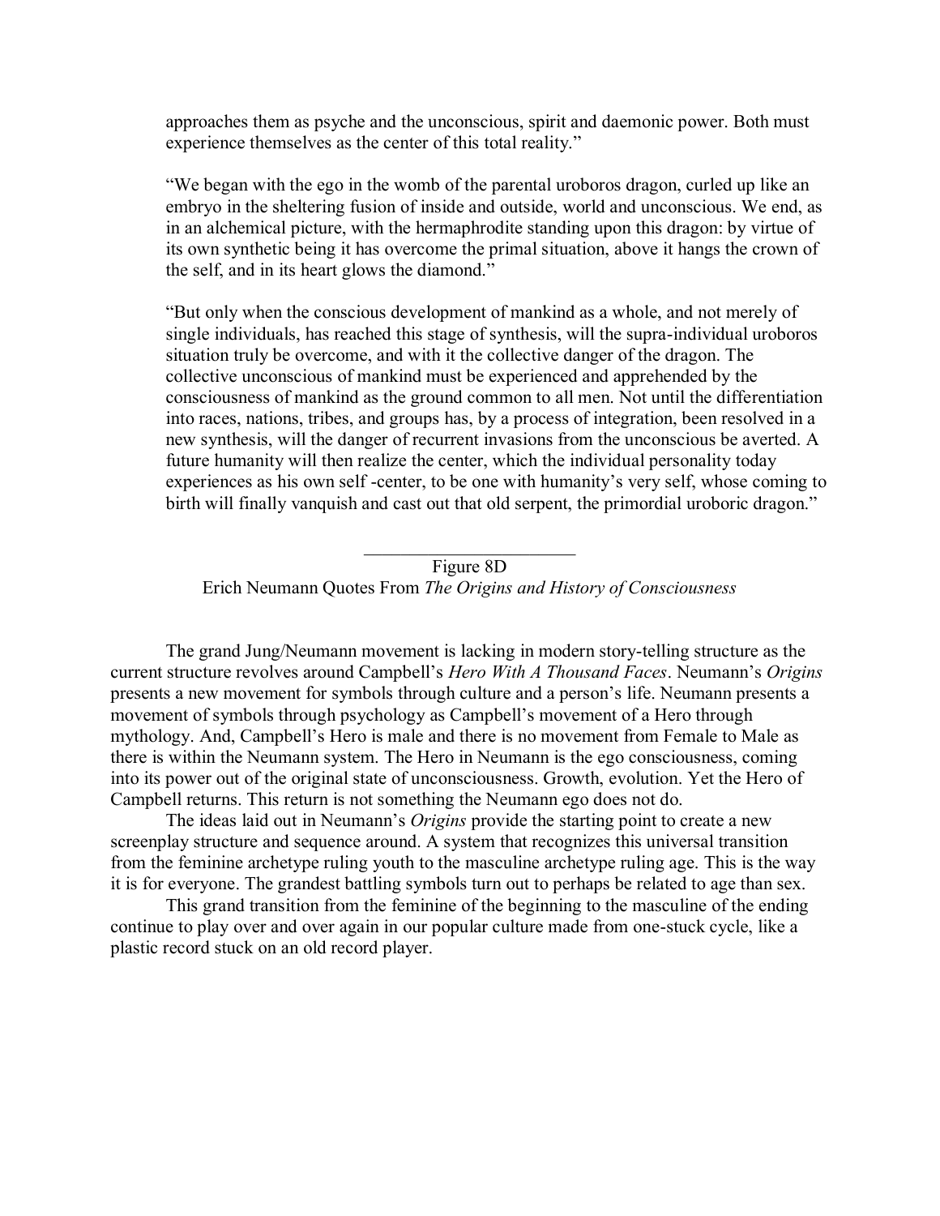approaches them as psyche and the unconscious, spirit and daemonic power. Both must experience themselves as the center of this total reality."

"We began with the ego in the womb of the parental uroboros dragon, curled up like an embryo in the sheltering fusion of inside and outside, world and unconscious. We end, as in an alchemical picture, with the hermaphrodite standing upon this dragon: by virtue of its own synthetic being it has overcome the primal situation, above it hangs the crown of the self, and in its heart glows the diamond."

"But only when the conscious development of mankind as a whole, and not merely of single individuals, has reached this stage of synthesis, will the supra-individual uroboros situation truly be overcome, and with it the collective danger of the dragon. The collective unconscious of mankind must be experienced and apprehended by the consciousness of mankind as the ground common to all men. Not until the differentiation into races, nations, tribes, and groups has, by a process of integration, been resolved in a new synthesis, will the danger of recurrent invasions from the unconscious be averted. A future humanity will then realize the center, which the individual personality today experiences as his own self -center, to be one with humanity's very self, whose coming to birth will finally vanquish and cast out that old serpent, the primordial uroboric dragon."

---

Figure 8D
Erich Neumann Quotes From *The Origins and History of Consciousness*

The grand Jung/Neumann movement is lacking in modern story-telling structure as the current structure revolves around Campbell's *Hero With A Thousand Faces*. Neumann's *Origins* presents a new movement for symbols through culture and a person's life. Neumann presents a movement of symbols through psychology as Campbell's movement of a Hero through mythology. And, Campbell's Hero is male and there is no movement from Female to Male as there is within the Neumann system. The Hero in Neumann is the ego consciousness, coming into its power out of the original state of unconsciousness. Growth, evolution. Yet the Hero of Campbell returns. This return is not something the Neumann ego does not do.

The ideas laid out in Neumann's *Origins* provide the starting point to create a new screenplay structure and sequence around. A system that recognizes this universal transition from the feminine archetype ruling youth to the masculine archetype ruling age. This is the way it is for everyone. The grandest battling symbols turn out to perhaps be related to age than sex.

This grand transition from the feminine of the beginning to the masculine of the ending continue to play over and over again in our popular culture made from one-stuck cycle, like a plastic record stuck on an old record player.